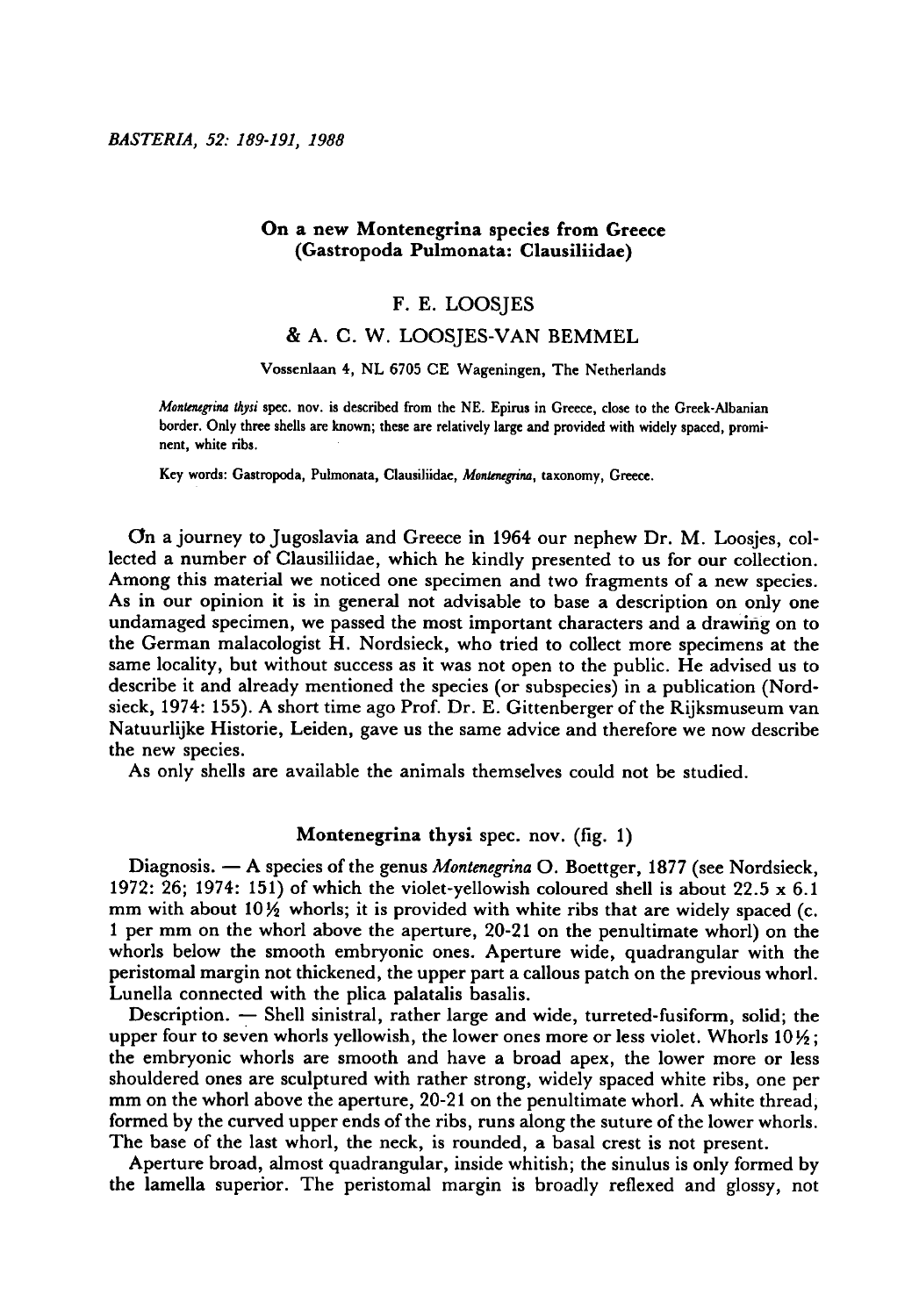# On a new Montenegrina species from Greece (Gastropoda Pulmonata: Clausiliidae)

F. E. LOOSJES

& A. C. W. LOOSJES-VAN BEMMEL

Vossenlaan 4, NL 6705 CE Wageningen, The Netherlands

*Montenegrina thysi* spec. nov. is described from the NE. Epirus in Greece, close to the Greek-Albanian border. Only three shells are known; these are relatively large and provided with widely spaced, prominent, white ribs.

Key words: Gastropoda, Pulmonata, Clausiliidae, *Montenegrina*, taxonomy, Greece.

On a journey to Jugoslavia and Greece in 1964 our nephew Dr. M. Loosjes, collected a number of Clausiliidae, which he kindly presented to us for our collection. Among this material we noticed one specimen and two fragments of a new species. As in our opinion it is in general not advisable to base a description on only one undamaged specimen, we passed the most important characters and a drawing on to the German malacologist H. Nordsieck, who tried to collect more specimens at the same locality, but without success as it was not open to the public. He advised us to describe it and already mentioned the species (or subspecies) in a publication (Nordsieck, 1974: 155). A short time ago Prof. Dr. E. Gittenberger of the Rijksmuseum van Natuurlijke Historie, Leiden, gave us the same advice and therefore we now describe the new species.

As only shells are available the animals themselves could not be studied.

## Montenegrina thysi spec. nov. (fig. 1)

Diagnosis. — A species of the genus *Montenegrina* O. Boettger, 1877 (see Nordsieck, 1972: 26; 1974: 151) of which the violet-yellowish coloured shell is about 22.5 x 6.1 mm with about 10½ whorls; it is provided with white ribs that are widely spaced (c. 1 per mm on the whorl above the aperture, 20-21 on the penultimate whorl) on the whorls below the smooth embryonic ones. Aperture wide, quadrangular with the peristomal margin not thickened, the upper part a callous patch on the previous whorl. Lunella connected with the plica palatalis basalis.

Description. — Shell sinistral, rather large and wide, turreted-fusiform, solid; the upper four to seven whorls yellowish, the lower ones more or less violet. Whorls 10½; the embryonic whorls are smooth and have a broad apex, the lower more or less shouldered ones are sculptured with rather strong, widely spaced white ribs, one per mm on the whorl above the aperture, 20-21 on the penultimate whorl. A white thread, formed by the curved upper ends of the ribs, runs along the suture of the lower whorls. The base of the last whorl, the neck, is rounded, a basal crest is not present.

Aperture broad, almost quadrangular, inside whitish; the sinulus is only formed by the lamella superior. The peristomal margin is broadly reflexed and glossy, not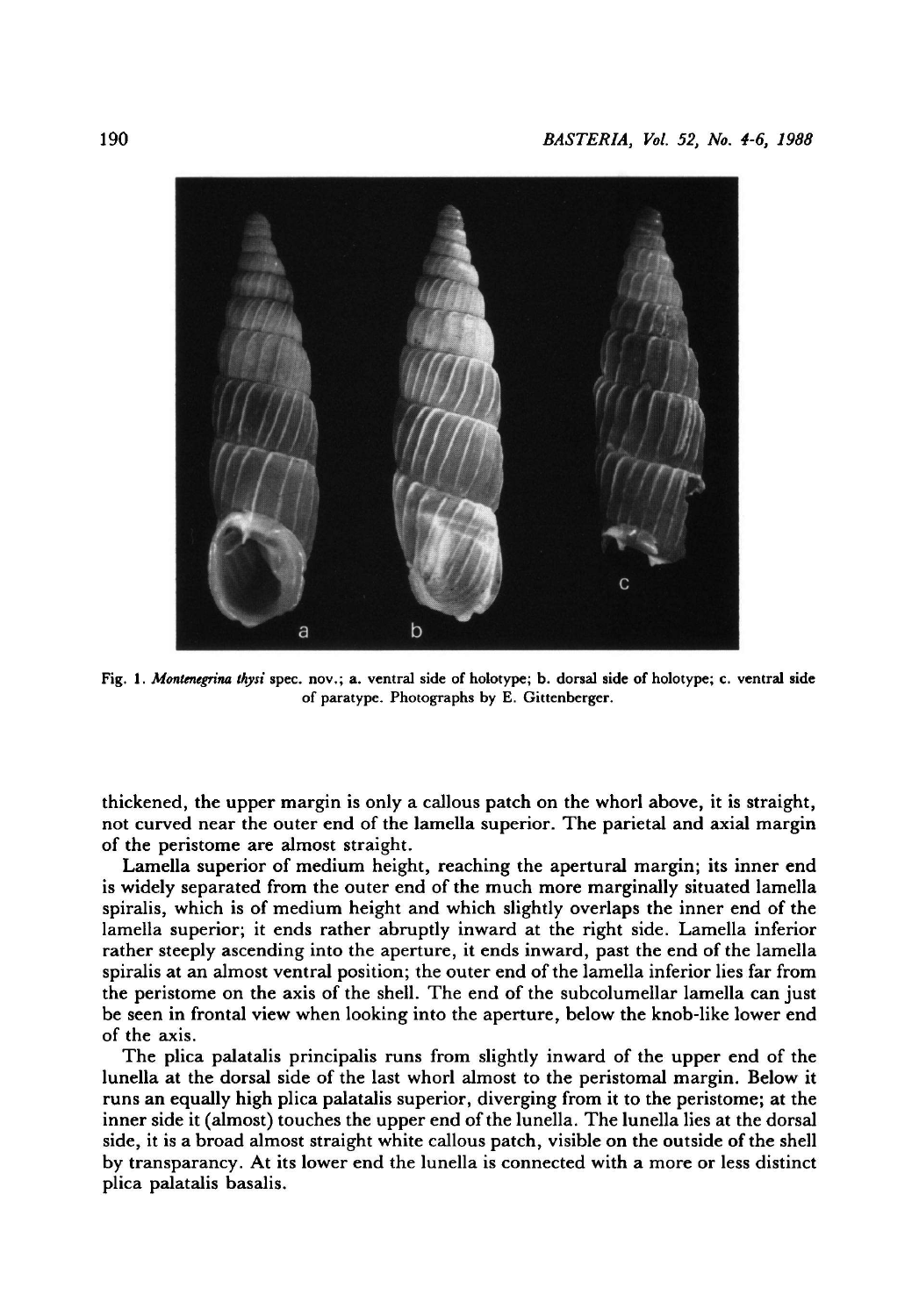Fig. 1. *Montenegrina thysi* spec. nov.; a. ventral side of holotype; b. dorsal side of holotype; c. ventral side of paratype. Photographs by E. Gittenberger.

thickened, the upper margin is only a callous patch on the whorl above, it is straight, not curved near the outer end of the lamella superior. The parietal and axial margin of the peristome are almost straight.

Lamella superior of medium height, reaching the apertural margin; its inner end is widely separated from the outer end of the much more marginally situated lamella spiralis, which is of medium height and which slightly overlaps the inner end of the lamella superior; it ends rather abruptly inward at the right side. Lamella inferior rather steeply ascending into the aperture, it ends inward, past the end of the lamella spiralis at an almost ventral position; the outer end of the lamella inferior lies far from the peristome on the axis of the shell. The end of the subcolumellar lamella can just be seen in frontal view when looking into the aperture, below the knob-like lower end of the axis.

The plica palatalis principalis runs from slightly inward of the upper end of the lunella at the dorsal side of the last whorl almost to the peristomal margin. Below it runs an equally high plica palatalis superior, diverging from it to the peristome; at the inner side it (almost) touches the upper end of the lunella. The lunella lies at the dorsal side, it is a broad almost straight white callous patch, visible on the outside of the shell by transparancy. At its lower end the lunella is connected with a more or less distinct plica palatalis basalis.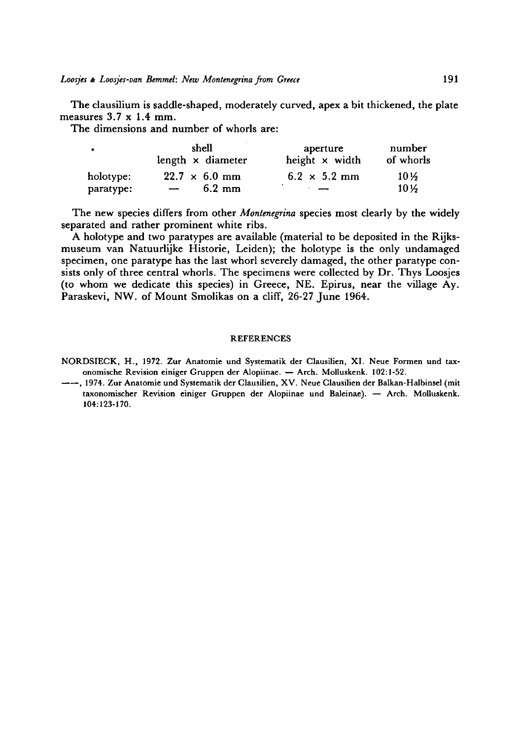The clausilium is saddle-shaped, moderately curved, apex a bit thickened, the plate measures 3.7 x 1.4 mm.

The dimensions and number of whorls are:

| | shell<br>length × diameter | aperture<br>height × width | number<br>of whorls |
|---|---|---|---|
| holotype: | 22.7 × 6.0 mm | 6.2 × 5.2 mm | 10½ |
| paratype: | — 6.2 mm | — | 10½ |

The new species differs from other *Montenegrina* species most clearly by the widely separated and rather prominent white ribs.

A holotype and two paratypes are available (material to be deposited in the Rijksmuseum van Natuurlijke Historie, Leiden); the holotype is the only undamaged specimen, one paratype has the last whorl severely damaged, the other paratype consists only of three central whorls. The specimens were collected by Dr. Thys Loosjes (to whom we dedicate this species) in Greece, NE. Epirus, near the village Ay. Paraskevi, NW. of Mount Smolikas on a cliff, 26-27 June 1964.

## REFERENCES

NORDSIECK, H., 1972. Zur Anatomie und Systematik der Clausilien, XI. Neue Formen und taxonomische Revision einiger Gruppen der Alopiinae. — Arch. Molluskenk. 102:1-52.

——, 1974. Zur Anatomie und Systematik der Clausilien, XV. Neue Clausilien der Balkan-Halbinsel (mit taxonomischer Revision einiger Gruppen der Alopiinae und Baleinae). — Arch. Molluskenk. 104:123-170.